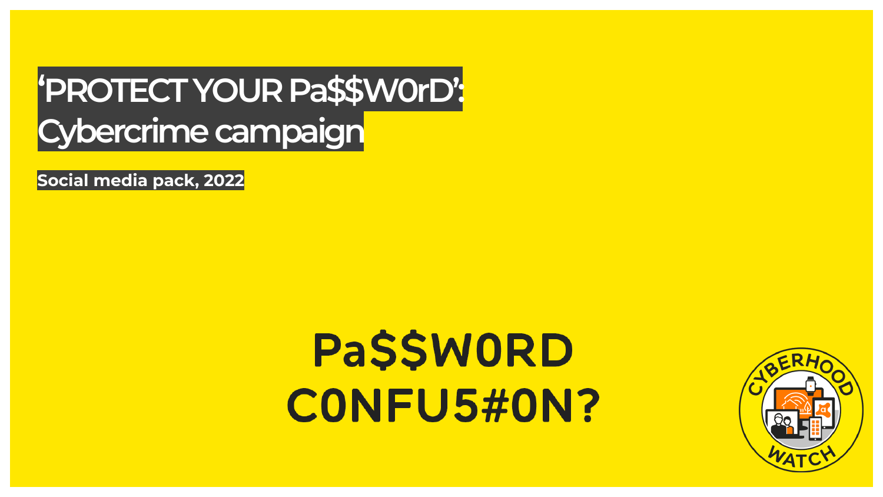# 'PROTECT YOUR Pa$$W0rD': Cybercrime campaign

**Social media pack, 2022**

Pa$$W0RD C0NFU5#0N?

CYBERHOOD WATCH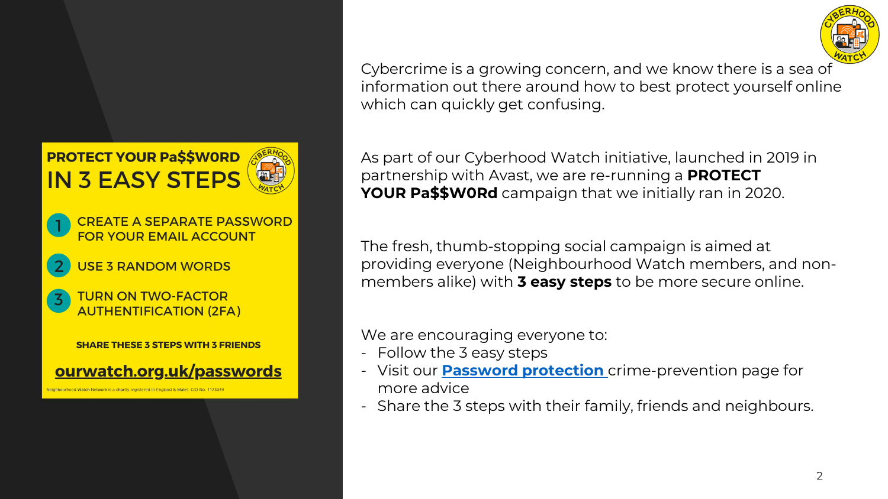**PROTECT YOUR Pa$$W0RD**
**IN 3 EASY STEPS**

1. CREATE A SEPARATE PASSWORD FOR YOUR EMAIL ACCOUNT
2. USE 3 RANDOM WORDS
3. TURN ON TWO-FACTOR AUTHENTIFICATION (2FA)

**SHARE THESE 3 STEPS WITH 3 FRIENDS**

**ourwatch.org.uk/passwords**

Neighbourhood Watch Network is a charity registered in England & Wales. CIO No. 1173349

Cybercrime is a growing concern, and we know there is a sea of information out there around how to best protect yourself online which can quickly get confusing.

As part of our Cyberhood Watch initiative, launched in 2019 in partnership with Avast, we are re-running a **PROTECT YOUR Pa$$W0Rd** campaign that we initially ran in 2020.

The fresh, thumb-stopping social campaign is aimed at providing everyone (Neighbourhood Watch members, and non-members alike) with **3 easy steps** to be more secure online.

We are encouraging everyone to:

- Follow the 3 easy steps
- Visit our **Password protection** crime-prevention page for more advice
- Share the 3 steps with their family, friends and neighbours.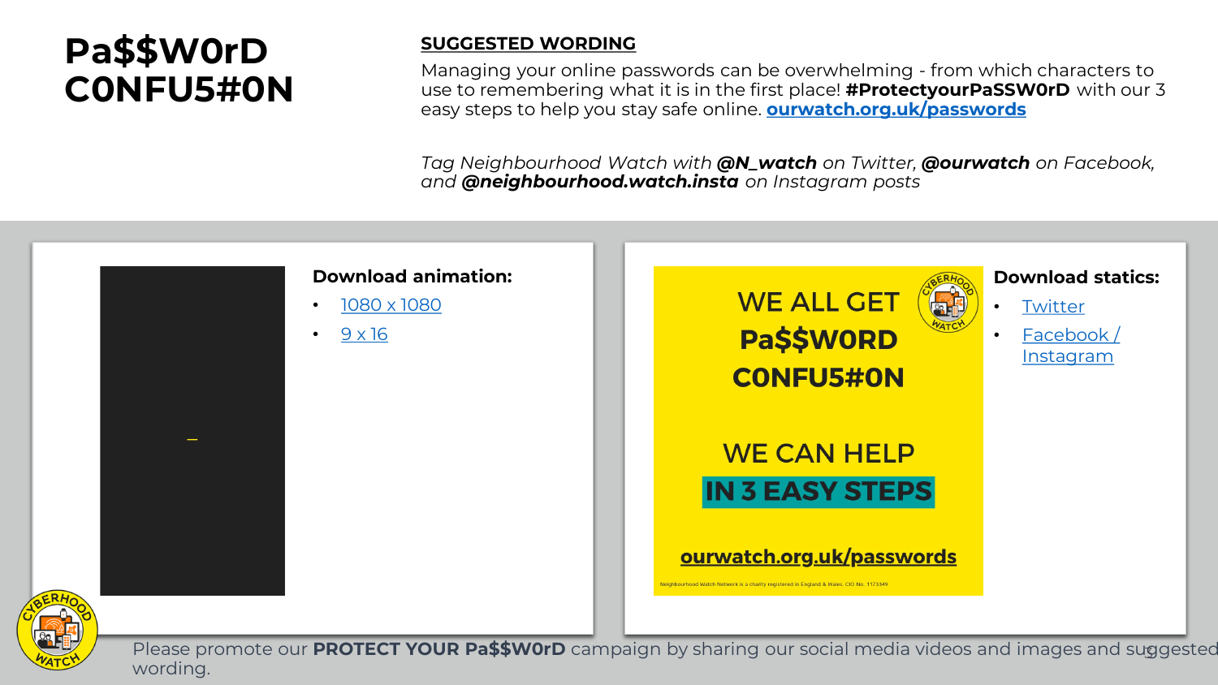# Pa$$W0rD C0NFU5#0N

## SUGGESTED WORDING

Managing your online passwords can be overwhelming - from which characters to use to remembering what it is in the first place! **#ProtectyourPaSSW0rD** with our 3 easy steps to help you stay safe online. **ourwatch.org.uk/passwords**

*Tag Neighbourhood Watch with **@N_watch** on Twitter, **@ourwatch** on Facebook, and **@neighbourhood.watch.insta** on Instagram posts*

**Download animation:**

- 1080 x 1080
- 9 x 16

WE ALL GET

Pa$$W0RD

C0NFU5#0N

WE CAN HELP

IN 3 EASY STEPS

ourwatch.org.uk/passwords

Neighbourhood Watch Network is a charity registered in England & Wales, CIO No. 1173349

**Download statics:**

- Twitter
- Facebook / Instagram

Please promote our **PROTECT YOUR Pa$$W0rD** campaign by sharing our social media videos and images and suggested wording.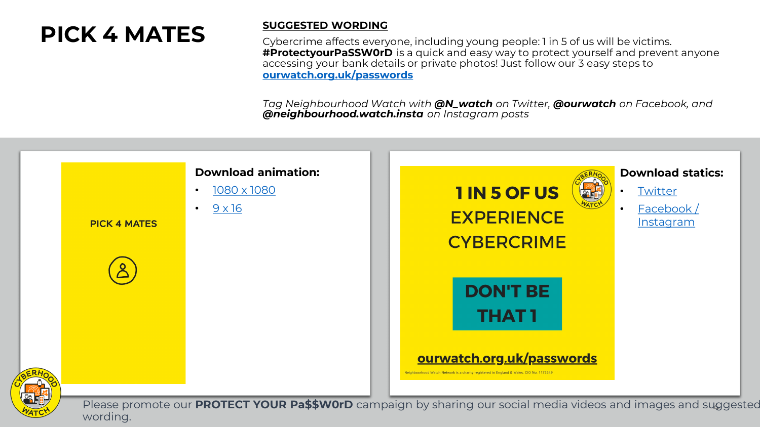# PICK 4 MATES

**SUGGESTED WORDING**

Cybercrime affects everyone, including young people: 1 in 5 of us will be victims. **#ProtectyourPaSSW0rD** is a quick and easy way to protect yourself and prevent anyone accessing your bank details or private photos! Just follow our 3 easy steps to **ourwatch.org.uk/passwords**

*Tag Neighbourhood Watch with **@N_watch** on Twitter, **@ourwatch** on Facebook, and **@neighbourhood.watch.insta** on Instagram posts*

PICK 4 MATES

**Download animation:**

- 1080 x 1080
- 9 x 16

1 IN 5 OF US EXPERIENCE CYBERCRIME

DON'T BE THAT 1

ourwatch.org.uk/passwords

Neighbourhood Watch Network is a charity registered in England & Wales, CIO No. 1173349

**Download statics:**

- Twitter
- Facebook / Instagram

Please promote our **PROTECT YOUR Pa$$W0rD** campaign by sharing our social media videos and images and suggested wording.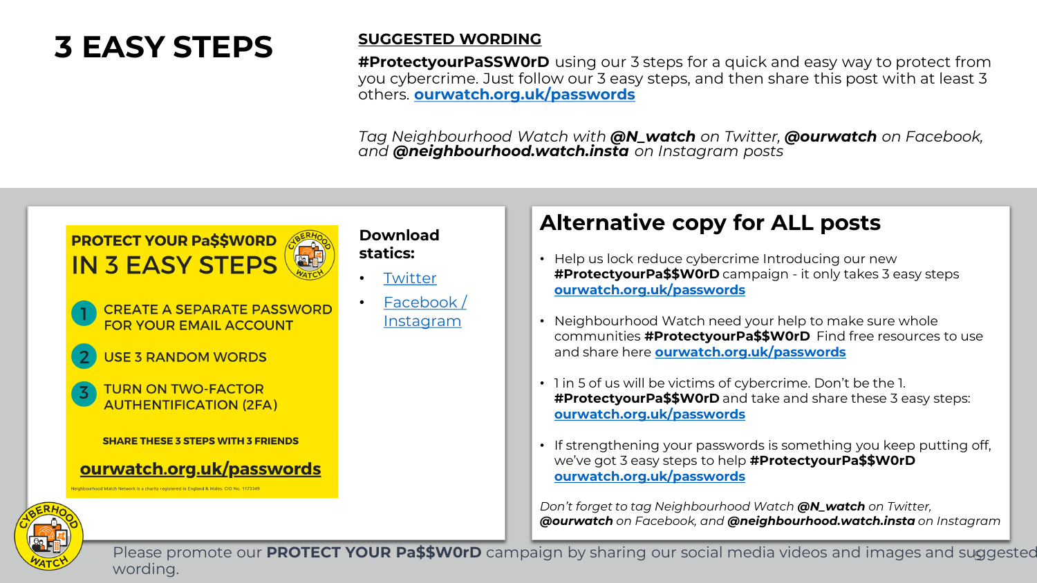# 3 EASY STEPS

## SUGGESTED WORDING

**#ProtectyourPaSSW0rD** using our 3 steps for a quick and easy way to protect from you cybercrime. Just follow our 3 easy steps, and then share this post with at least 3 others. **ourwatch.org.uk/passwords**

*Tag Neighbourhood Watch with **@N_watch** on Twitter, **@ourwatch** on Facebook, and **@neighbourhood.watch.insta** on Instagram posts*

**PROTECT YOUR Pa$$W0RD**

**IN 3 EASY STEPS**

1. CREATE A SEPARATE PASSWORD FOR YOUR EMAIL ACCOUNT
2. USE 3 RANDOM WORDS
3. TURN ON TWO-FACTOR AUTHENTIFICATION (2FA)

**SHARE THESE 3 STEPS WITH 3 FRIENDS**

**ourwatch.org.uk/passwords**

Neighbourhood Watch Network is a charity registered in England & Wales. CIO No. 1173349

**Download statics:**

- Twitter
- Facebook / Instagram

## Alternative copy for ALL posts

- Help us lock reduce cybercrime Introducing our new **#ProtectyourPa$$W0rD** campaign - it only takes 3 easy steps **ourwatch.org.uk/passwords**
- Neighbourhood Watch need your help to make sure whole communities **#ProtectyourPa$$W0rD** Find free resources to use and share here **ourwatch.org.uk/passwords**
- 1 in 5 of us will be victims of cybercrime. Don't be the 1. **#ProtectyourPa$$W0rD** and take and share these 3 easy steps: **ourwatch.org.uk/passwords**
- If strengthening your passwords is something you keep putting off, we've got 3 easy steps to help **#ProtectyourPa$$W0rD** **ourwatch.org.uk/passwords**

*Don't forget to tag Neighbourhood Watch **@N_watch** on Twitter, **@ourwatch** on Facebook, and **@neighbourhood.watch.insta** on Instagram*

Please promote our **PROTECT YOUR Pa$$W0rD** campaign by sharing our social media videos and images and suggested wording.